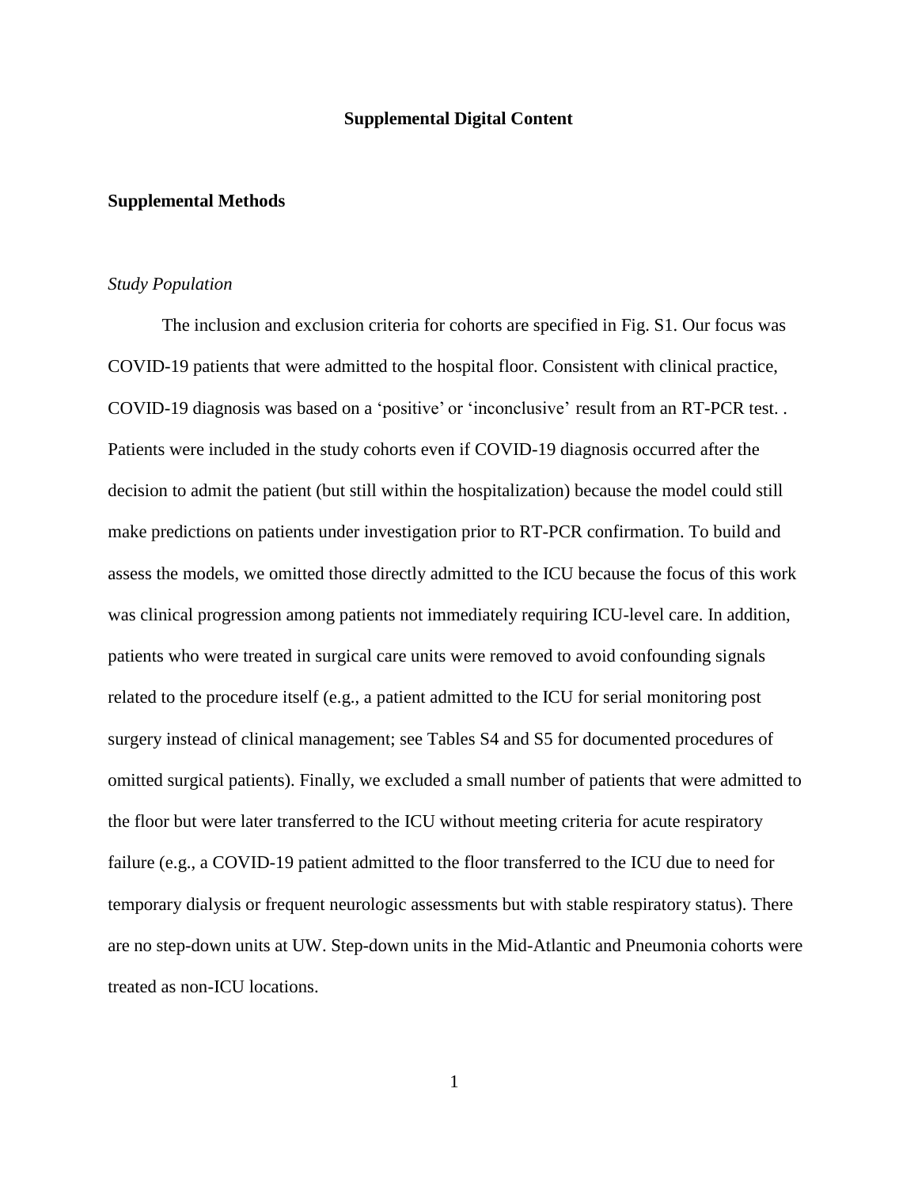# Supplemental Digital Content

## Supplemental Methods

### *Study Population*

The inclusion and exclusion criteria for cohorts are specified in Fig. S1. Our focus was COVID-19 patients that were admitted to the hospital floor. Consistent with clinical practice, COVID-19 diagnosis was based on a 'positive' or 'inconclusive' result from an RT-PCR test. . Patients were included in the study cohorts even if COVID-19 diagnosis occurred after the decision to admit the patient (but still within the hospitalization) because the model could still make predictions on patients under investigation prior to RT-PCR confirmation. To build and assess the models, we omitted those directly admitted to the ICU because the focus of this work was clinical progression among patients not immediately requiring ICU-level care. In addition, patients who were treated in surgical care units were removed to avoid confounding signals related to the procedure itself (e.g., a patient admitted to the ICU for serial monitoring post surgery instead of clinical management; see Tables S4 and S5 for documented procedures of omitted surgical patients). Finally, we excluded a small number of patients that were admitted to the floor but were later transferred to the ICU without meeting criteria for acute respiratory failure (e.g., a COVID-19 patient admitted to the floor transferred to the ICU due to need for temporary dialysis or frequent neurologic assessments but with stable respiratory status). There are no step-down units at UW. Step-down units in the Mid-Atlantic and Pneumonia cohorts were treated as non-ICU locations.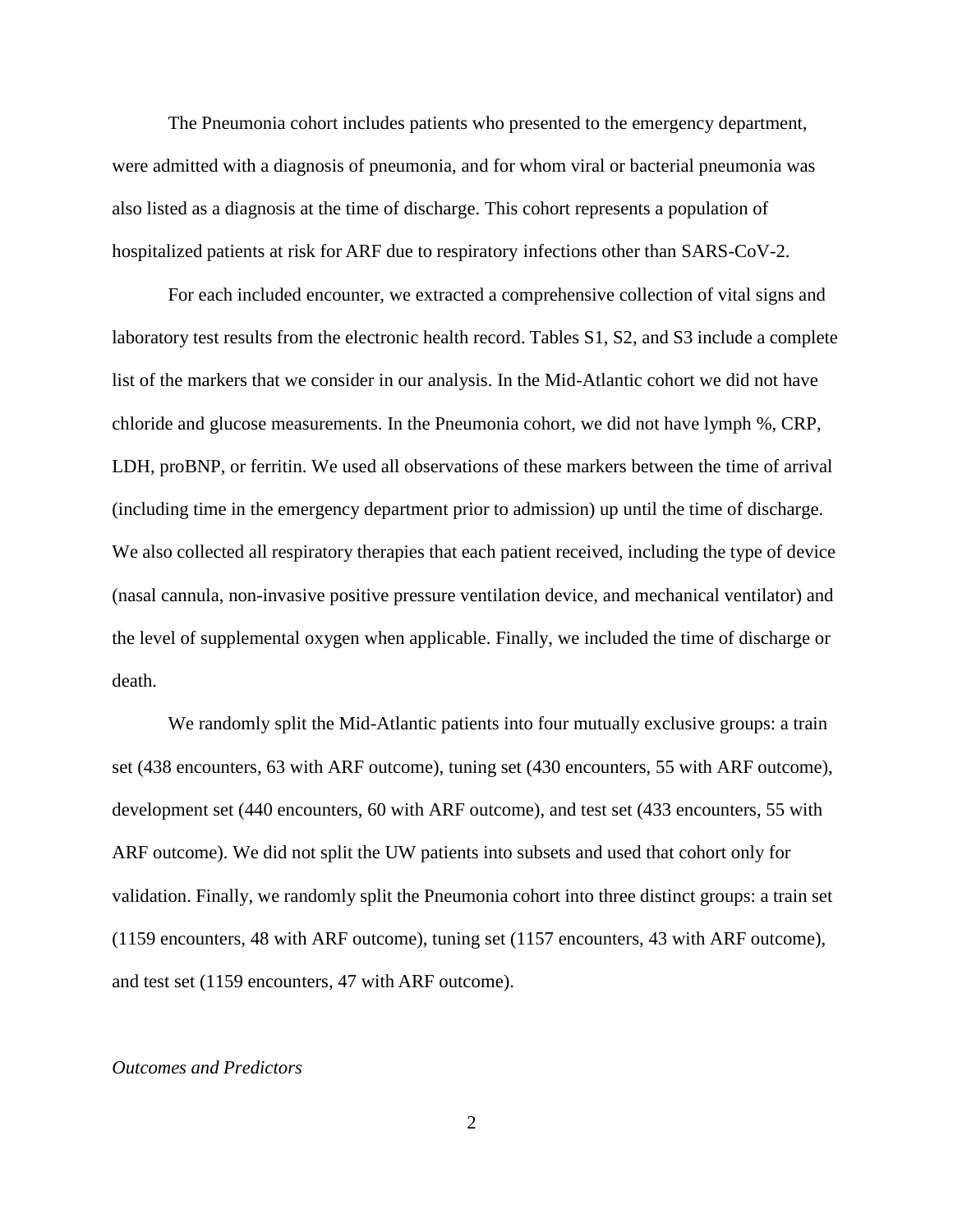The Pneumonia cohort includes patients who presented to the emergency department, were admitted with a diagnosis of pneumonia, and for whom viral or bacterial pneumonia was also listed as a diagnosis at the time of discharge. This cohort represents a population of hospitalized patients at risk for ARF due to respiratory infections other than SARS-CoV-2.

For each included encounter, we extracted a comprehensive collection of vital signs and laboratory test results from the electronic health record. Tables S1, S2, and S3 include a complete list of the markers that we consider in our analysis. In the Mid-Atlantic cohort we did not have chloride and glucose measurements. In the Pneumonia cohort, we did not have lymph %, CRP, LDH, proBNP, or ferritin. We used all observations of these markers between the time of arrival (including time in the emergency department prior to admission) up until the time of discharge. We also collected all respiratory therapies that each patient received, including the type of device (nasal cannula, non-invasive positive pressure ventilation device, and mechanical ventilator) and the level of supplemental oxygen when applicable. Finally, we included the time of discharge or death.

We randomly split the Mid-Atlantic patients into four mutually exclusive groups: a train set (438 encounters, 63 with ARF outcome), tuning set (430 encounters, 55 with ARF outcome), development set (440 encounters, 60 with ARF outcome), and test set (433 encounters, 55 with ARF outcome). We did not split the UW patients into subsets and used that cohort only for validation. Finally, we randomly split the Pneumonia cohort into three distinct groups: a train set (1159 encounters, 48 with ARF outcome), tuning set (1157 encounters, 43 with ARF outcome), and test set (1159 encounters, 47 with ARF outcome).

*Outcomes and Predictors*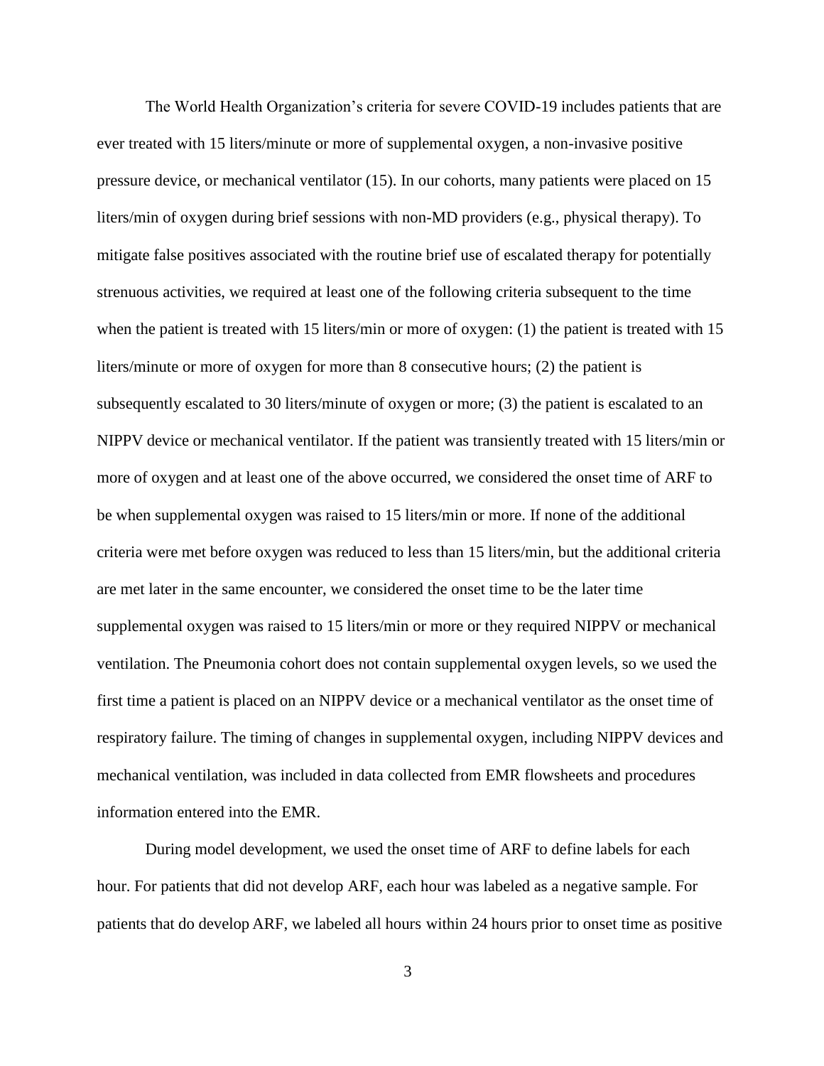The World Health Organization's criteria for severe COVID-19 includes patients that are ever treated with 15 liters/minute or more of supplemental oxygen, a non-invasive positive pressure device, or mechanical ventilator (15). In our cohorts, many patients were placed on 15 liters/min of oxygen during brief sessions with non-MD providers (e.g., physical therapy). To mitigate false positives associated with the routine brief use of escalated therapy for potentially strenuous activities, we required at least one of the following criteria subsequent to the time when the patient is treated with 15 liters/min or more of oxygen: (1) the patient is treated with 15 liters/minute or more of oxygen for more than 8 consecutive hours; (2) the patient is subsequently escalated to 30 liters/minute of oxygen or more; (3) the patient is escalated to an NIPPV device or mechanical ventilator. If the patient was transiently treated with 15 liters/min or more of oxygen and at least one of the above occurred, we considered the onset time of ARF to be when supplemental oxygen was raised to 15 liters/min or more. If none of the additional criteria were met before oxygen was reduced to less than 15 liters/min, but the additional criteria are met later in the same encounter, we considered the onset time to be the later time supplemental oxygen was raised to 15 liters/min or more or they required NIPPV or mechanical ventilation. The Pneumonia cohort does not contain supplemental oxygen levels, so we used the first time a patient is placed on an NIPPV device or a mechanical ventilator as the onset time of respiratory failure. The timing of changes in supplemental oxygen, including NIPPV devices and mechanical ventilation, was included in data collected from EMR flowsheets and procedures information entered into the EMR.

During model development, we used the onset time of ARF to define labels for each hour. For patients that did not develop ARF, each hour was labeled as a negative sample. For patients that do develop ARF, we labeled all hours within 24 hours prior to onset time as positive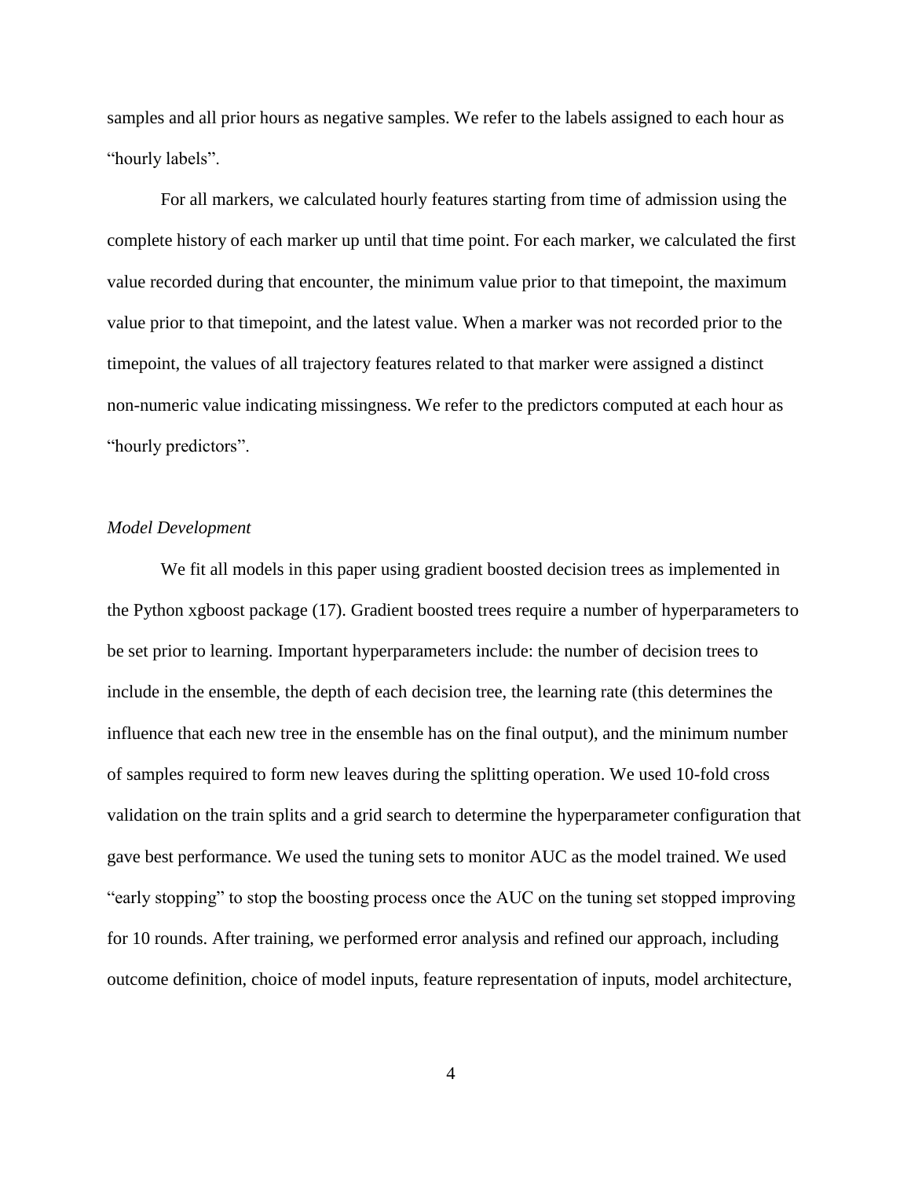samples and all prior hours as negative samples. We refer to the labels assigned to each hour as "hourly labels".

For all markers, we calculated hourly features starting from time of admission using the complete history of each marker up until that time point. For each marker, we calculated the first value recorded during that encounter, the minimum value prior to that timepoint, the maximum value prior to that timepoint, and the latest value. When a marker was not recorded prior to the timepoint, the values of all trajectory features related to that marker were assigned a distinct non-numeric value indicating missingness. We refer to the predictors computed at each hour as "hourly predictors".

*Model Development*

We fit all models in this paper using gradient boosted decision trees as implemented in the Python xgboost package (17). Gradient boosted trees require a number of hyperparameters to be set prior to learning. Important hyperparameters include: the number of decision trees to include in the ensemble, the depth of each decision tree, the learning rate (this determines the influence that each new tree in the ensemble has on the final output), and the minimum number of samples required to form new leaves during the splitting operation. We used 10-fold cross validation on the train splits and a grid search to determine the hyperparameter configuration that gave best performance. We used the tuning sets to monitor AUC as the model trained. We used "early stopping" to stop the boosting process once the AUC on the tuning set stopped improving for 10 rounds. After training, we performed error analysis and refined our approach, including outcome definition, choice of model inputs, feature representation of inputs, model architecture,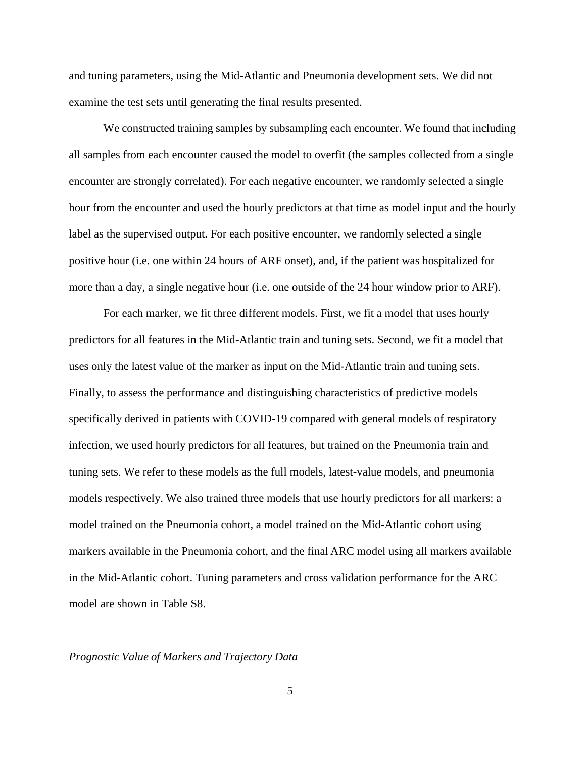and tuning parameters, using the Mid-Atlantic and Pneumonia development sets. We did not examine the test sets until generating the final results presented.

We constructed training samples by subsampling each encounter. We found that including all samples from each encounter caused the model to overfit (the samples collected from a single encounter are strongly correlated). For each negative encounter, we randomly selected a single hour from the encounter and used the hourly predictors at that time as model input and the hourly label as the supervised output. For each positive encounter, we randomly selected a single positive hour (i.e. one within 24 hours of ARF onset), and, if the patient was hospitalized for more than a day, a single negative hour (i.e. one outside of the 24 hour window prior to ARF).

For each marker, we fit three different models. First, we fit a model that uses hourly predictors for all features in the Mid-Atlantic train and tuning sets. Second, we fit a model that uses only the latest value of the marker as input on the Mid-Atlantic train and tuning sets. Finally, to assess the performance and distinguishing characteristics of predictive models specifically derived in patients with COVID-19 compared with general models of respiratory infection, we used hourly predictors for all features, but trained on the Pneumonia train and tuning sets. We refer to these models as the full models, latest-value models, and pneumonia models respectively. We also trained three models that use hourly predictors for all markers: a model trained on the Pneumonia cohort, a model trained on the Mid-Atlantic cohort using markers available in the Pneumonia cohort, and the final ARC model using all markers available in the Mid-Atlantic cohort. Tuning parameters and cross validation performance for the ARC model are shown in Table S8.

*Prognostic Value of Markers and Trajectory Data*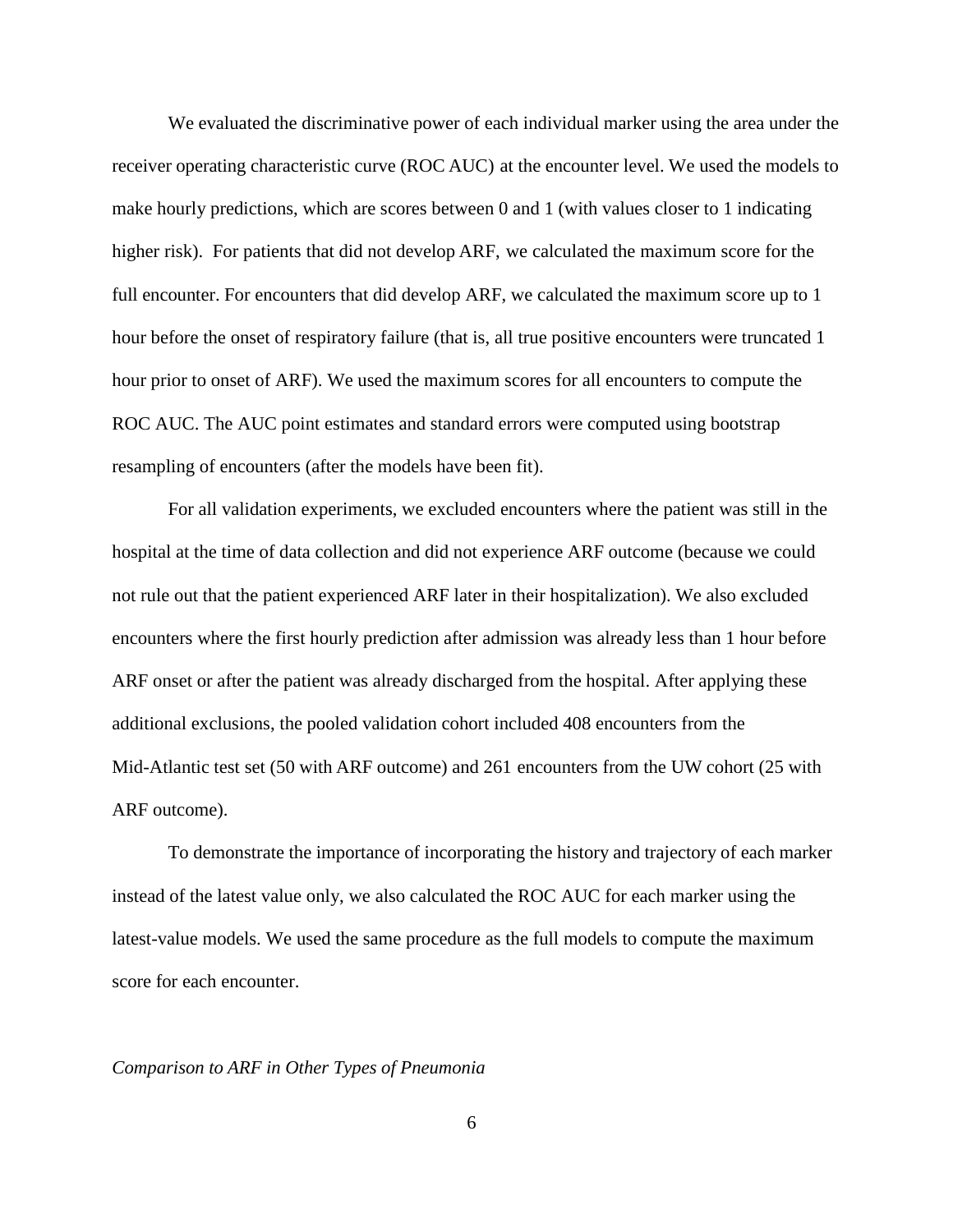We evaluated the discriminative power of each individual marker using the area under the receiver operating characteristic curve (ROC AUC) at the encounter level. We used the models to make hourly predictions, which are scores between 0 and 1 (with values closer to 1 indicating higher risk). For patients that did not develop ARF, we calculated the maximum score for the full encounter. For encounters that did develop ARF, we calculated the maximum score up to 1 hour before the onset of respiratory failure (that is, all true positive encounters were truncated 1 hour prior to onset of ARF). We used the maximum scores for all encounters to compute the ROC AUC. The AUC point estimates and standard errors were computed using bootstrap resampling of encounters (after the models have been fit).

For all validation experiments, we excluded encounters where the patient was still in the hospital at the time of data collection and did not experience ARF outcome (because we could not rule out that the patient experienced ARF later in their hospitalization). We also excluded encounters where the first hourly prediction after admission was already less than 1 hour before ARF onset or after the patient was already discharged from the hospital. After applying these additional exclusions, the pooled validation cohort included 408 encounters from the Mid-Atlantic test set (50 with ARF outcome) and 261 encounters from the UW cohort (25 with ARF outcome).

To demonstrate the importance of incorporating the history and trajectory of each marker instead of the latest value only, we also calculated the ROC AUC for each marker using the latest-value models. We used the same procedure as the full models to compute the maximum score for each encounter.

*Comparison to ARF in Other Types of Pneumonia*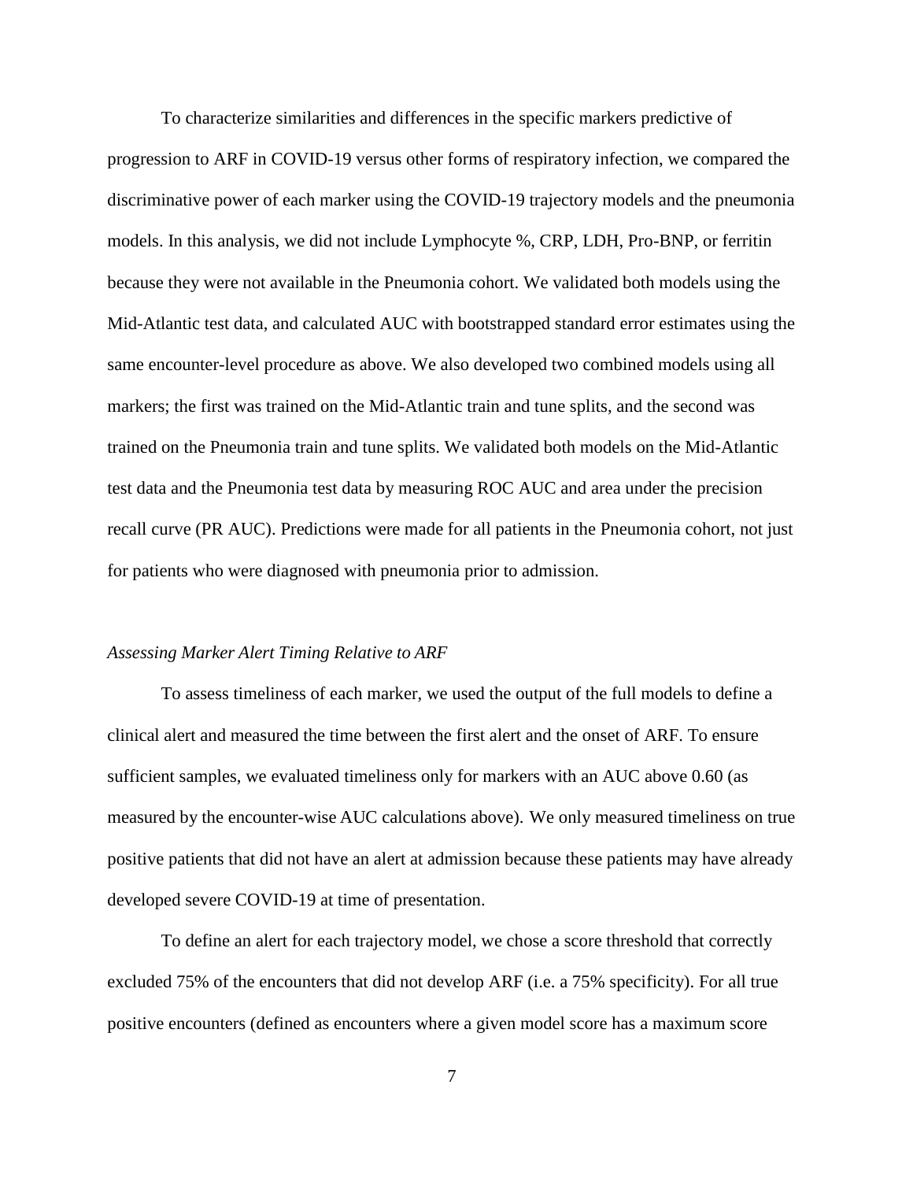To characterize similarities and differences in the specific markers predictive of progression to ARF in COVID-19 versus other forms of respiratory infection, we compared the discriminative power of each marker using the COVID-19 trajectory models and the pneumonia models. In this analysis, we did not include Lymphocyte %, CRP, LDH, Pro-BNP, or ferritin because they were not available in the Pneumonia cohort. We validated both models using the Mid-Atlantic test data, and calculated AUC with bootstrapped standard error estimates using the same encounter-level procedure as above. We also developed two combined models using all markers; the first was trained on the Mid-Atlantic train and tune splits, and the second was trained on the Pneumonia train and tune splits. We validated both models on the Mid-Atlantic test data and the Pneumonia test data by measuring ROC AUC and area under the precision recall curve (PR AUC). Predictions were made for all patients in the Pneumonia cohort, not just for patients who were diagnosed with pneumonia prior to admission.

*Assessing Marker Alert Timing Relative to ARF*

To assess timeliness of each marker, we used the output of the full models to define a clinical alert and measured the time between the first alert and the onset of ARF. To ensure sufficient samples, we evaluated timeliness only for markers with an AUC above 0.60 (as measured by the encounter-wise AUC calculations above). We only measured timeliness on true positive patients that did not have an alert at admission because these patients may have already developed severe COVID-19 at time of presentation.

To define an alert for each trajectory model, we chose a score threshold that correctly excluded 75% of the encounters that did not develop ARF (i.e. a 75% specificity). For all true positive encounters (defined as encounters where a given model score has a maximum score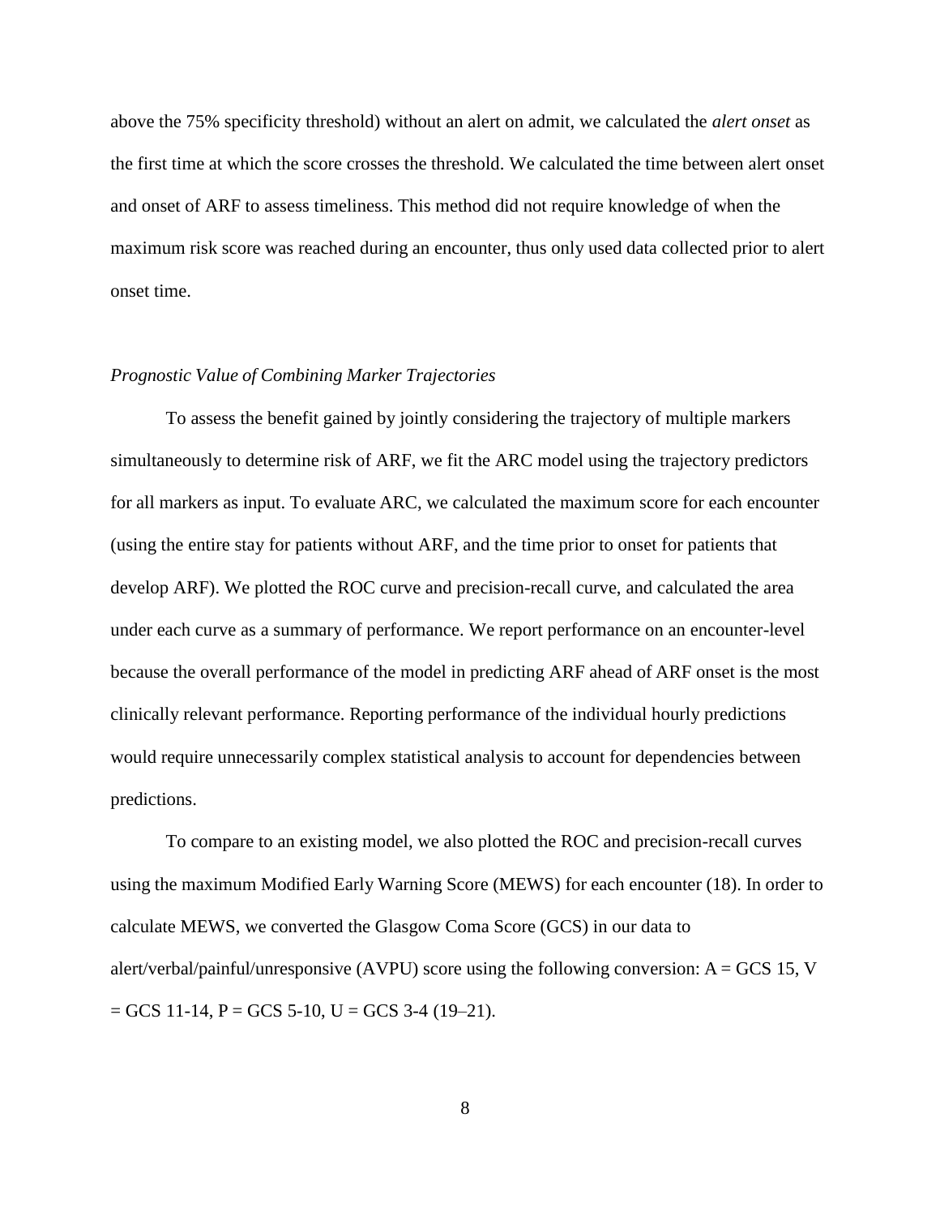above the 75% specificity threshold) without an alert on admit, we calculated the *alert onset* as the first time at which the score crosses the threshold. We calculated the time between alert onset and onset of ARF to assess timeliness. This method did not require knowledge of when the maximum risk score was reached during an encounter, thus only used data collected prior to alert onset time.

### *Prognostic Value of Combining Marker Trajectories*

To assess the benefit gained by jointly considering the trajectory of multiple markers simultaneously to determine risk of ARF, we fit the ARC model using the trajectory predictors for all markers as input. To evaluate ARC, we calculated the maximum score for each encounter (using the entire stay for patients without ARF, and the time prior to onset for patients that develop ARF). We plotted the ROC curve and precision-recall curve, and calculated the area under each curve as a summary of performance. We report performance on an encounter-level because the overall performance of the model in predicting ARF ahead of ARF onset is the most clinically relevant performance. Reporting performance of the individual hourly predictions would require unnecessarily complex statistical analysis to account for dependencies between predictions.

To compare to an existing model, we also plotted the ROC and precision-recall curves using the maximum Modified Early Warning Score (MEWS) for each encounter (18). In order to calculate MEWS, we converted the Glasgow Coma Score (GCS) in our data to alert/verbal/painful/unresponsive (AVPU) score using the following conversion: A = GCS 15, V = GCS 11-14, P = GCS 5-10, U = GCS 3-4 (19–21).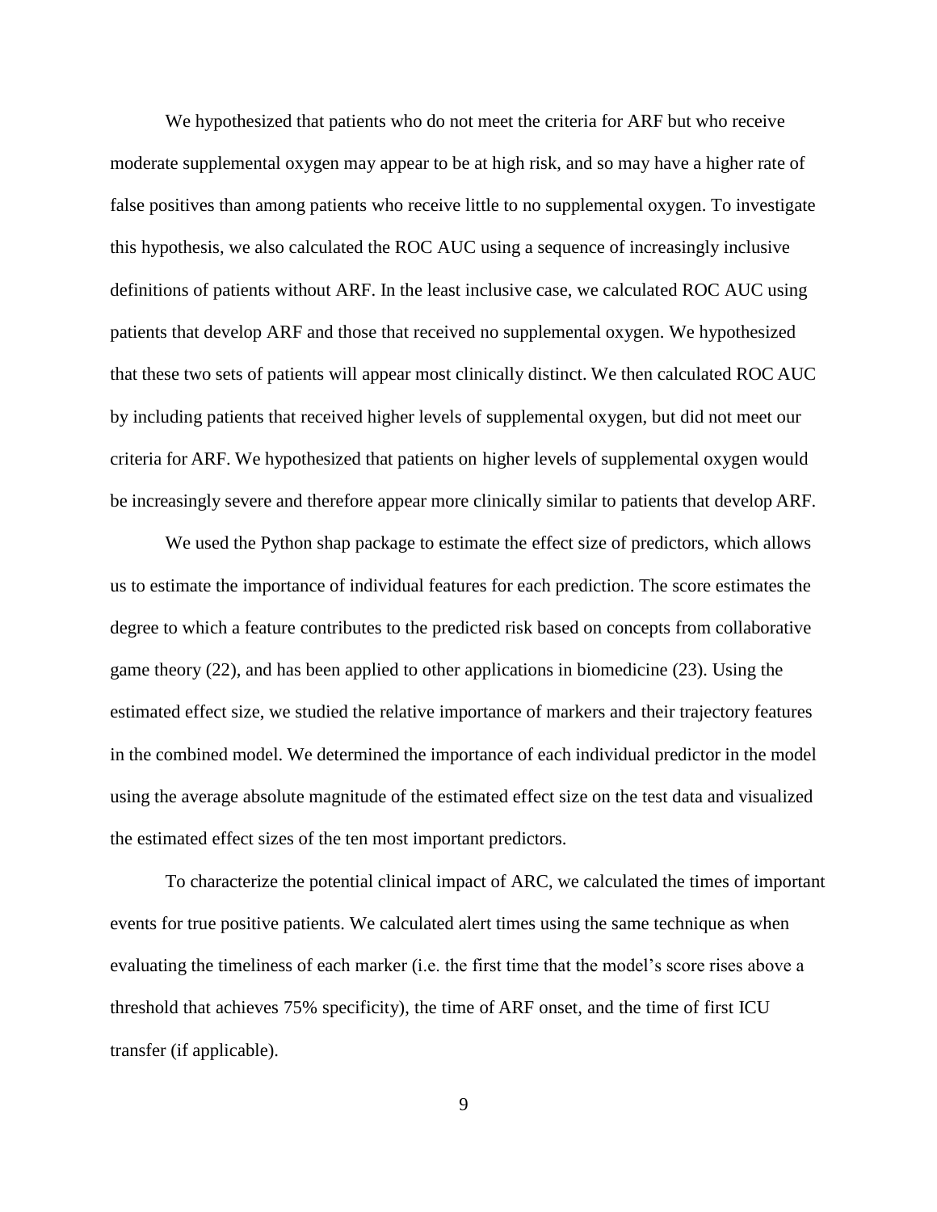We hypothesized that patients who do not meet the criteria for ARF but who receive moderate supplemental oxygen may appear to be at high risk, and so may have a higher rate of false positives than among patients who receive little to no supplemental oxygen. To investigate this hypothesis, we also calculated the ROC AUC using a sequence of increasingly inclusive definitions of patients without ARF. In the least inclusive case, we calculated ROC AUC using patients that develop ARF and those that received no supplemental oxygen. We hypothesized that these two sets of patients will appear most clinically distinct. We then calculated ROC AUC by including patients that received higher levels of supplemental oxygen, but did not meet our criteria for ARF. We hypothesized that patients on higher levels of supplemental oxygen would be increasingly severe and therefore appear more clinically similar to patients that develop ARF.

We used the Python shap package to estimate the effect size of predictors, which allows us to estimate the importance of individual features for each prediction. The score estimates the degree to which a feature contributes to the predicted risk based on concepts from collaborative game theory (22), and has been applied to other applications in biomedicine (23). Using the estimated effect size, we studied the relative importance of markers and their trajectory features in the combined model. We determined the importance of each individual predictor in the model using the average absolute magnitude of the estimated effect size on the test data and visualized the estimated effect sizes of the ten most important predictors.

To characterize the potential clinical impact of ARC, we calculated the times of important events for true positive patients. We calculated alert times using the same technique as when evaluating the timeliness of each marker (i.e. the first time that the model's score rises above a threshold that achieves 75% specificity), the time of ARF onset, and the time of first ICU transfer (if applicable).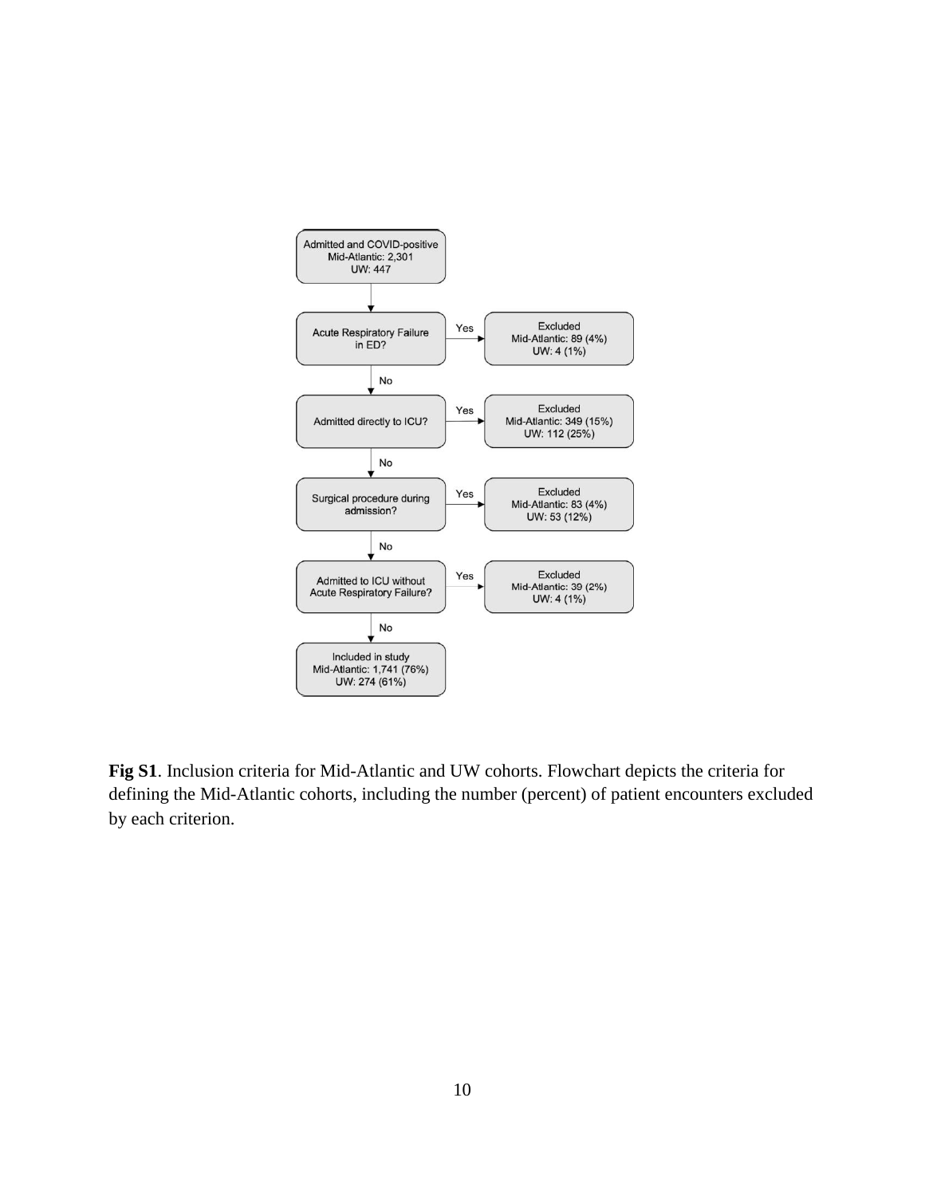Admitted and COVID-positive
Mid-Atlantic: 2,301
UW: 447

Acute Respiratory Failure in ED? — Yes → Excluded Mid-Atlantic: 89 (4%) UW: 4 (1%)

No

Admitted directly to ICU? — Yes → Excluded Mid-Atlantic: 349 (15%) UW: 112 (25%)

No

Surgical procedure during admission? — Yes → Excluded Mid-Atlantic: 83 (4%) UW: 53 (12%)

No

Admitted to ICU without Acute Respiratory Failure? — Yes → Excluded Mid-Atlantic: 39 (2%) UW: 4 (1%)

No

Included in study
Mid-Atlantic: 1,741 (76%)
UW: 274 (61%)

**Fig S1**. Inclusion criteria for Mid-Atlantic and UW cohorts. Flowchart depicts the criteria for defining the Mid-Atlantic cohorts, including the number (percent) of patient encounters excluded by each criterion.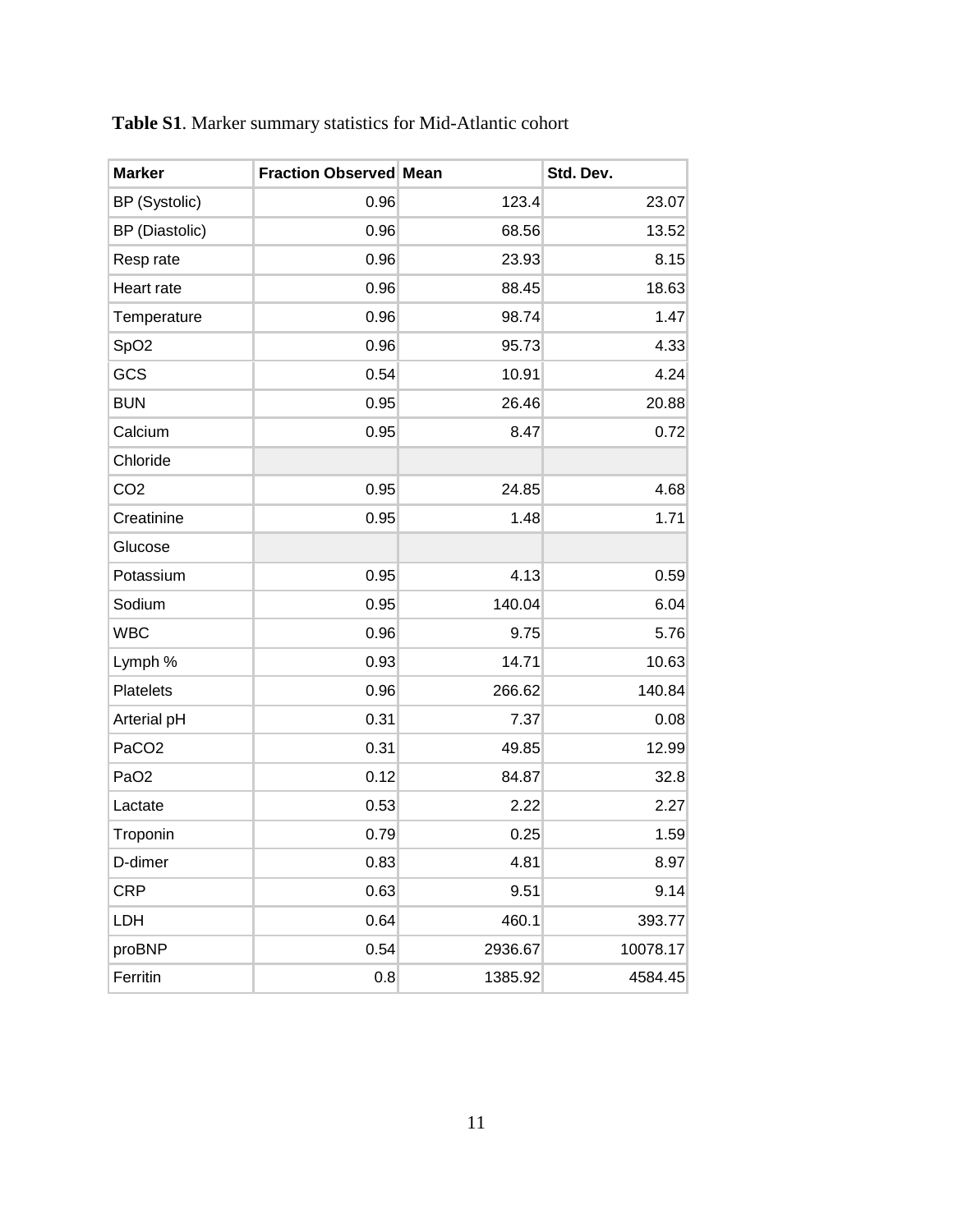**Table S1**. Marker summary statistics for Mid-Atlantic cohort

| Marker | Fraction Observed | Mean | Std. Dev. |
|---|---|---|---|
| BP (Systolic) | 0.96 | 123.4 | 23.07 |
| BP (Diastolic) | 0.96 | 68.56 | 13.52 |
| Resp rate | 0.96 | 23.93 | 8.15 |
| Heart rate | 0.96 | 88.45 | 18.63 |
| Temperature | 0.96 | 98.74 | 1.47 |
| SpO2 | 0.96 | 95.73 | 4.33 |
| GCS | 0.54 | 10.91 | 4.24 |
| BUN | 0.95 | 26.46 | 20.88 |
| Calcium | 0.95 | 8.47 | 0.72 |
| Chloride | | | |
| CO2 | 0.95 | 24.85 | 4.68 |
| Creatinine | 0.95 | 1.48 | 1.71 |
| Glucose | | | |
| Potassium | 0.95 | 4.13 | 0.59 |
| Sodium | 0.95 | 140.04 | 6.04 |
| WBC | 0.96 | 9.75 | 5.76 |
| Lymph % | 0.93 | 14.71 | 10.63 |
| Platelets | 0.96 | 266.62 | 140.84 |
| Arterial pH | 0.31 | 7.37 | 0.08 |
| PaCO2 | 0.31 | 49.85 | 12.99 |
| PaO2 | 0.12 | 84.87 | 32.8 |
| Lactate | 0.53 | 2.22 | 2.27 |
| Troponin | 0.79 | 0.25 | 1.59 |
| D-dimer | 0.83 | 4.81 | 8.97 |
| CRP | 0.63 | 9.51 | 9.14 |
| LDH | 0.64 | 460.1 | 393.77 |
| proBNP | 0.54 | 2936.67 | 10078.17 |
| Ferritin | 0.8 | 1385.92 | 4584.45 |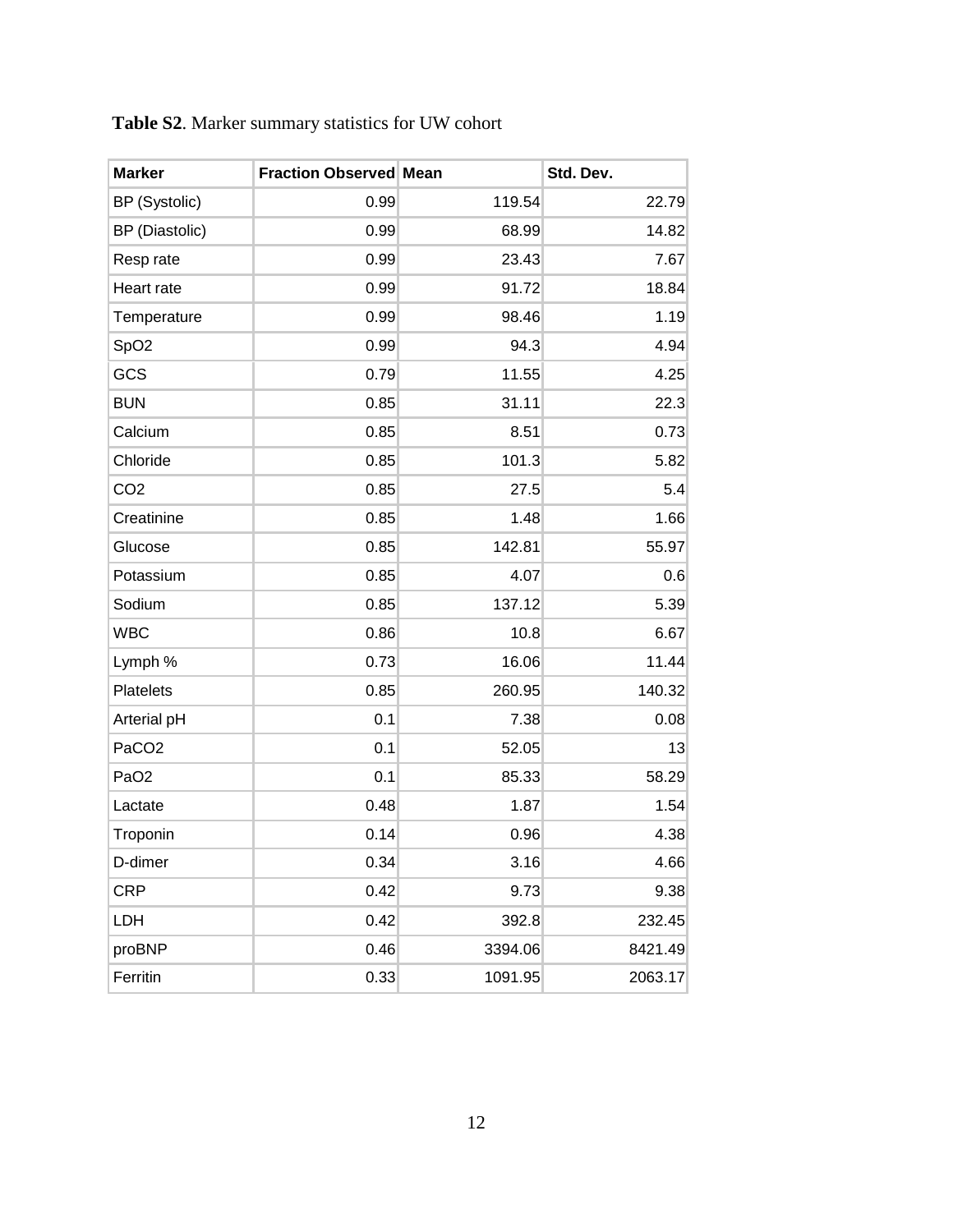**Table S2**. Marker summary statistics for UW cohort

| Marker | Fraction Observed | Mean | Std. Dev. |
|---|---|---|---|
| BP (Systolic) | 0.99 | 119.54 | 22.79 |
| BP (Diastolic) | 0.99 | 68.99 | 14.82 |
| Resp rate | 0.99 | 23.43 | 7.67 |
| Heart rate | 0.99 | 91.72 | 18.84 |
| Temperature | 0.99 | 98.46 | 1.19 |
| SpO2 | 0.99 | 94.3 | 4.94 |
| GCS | 0.79 | 11.55 | 4.25 |
| BUN | 0.85 | 31.11 | 22.3 |
| Calcium | 0.85 | 8.51 | 0.73 |
| Chloride | 0.85 | 101.3 | 5.82 |
| CO2 | 0.85 | 27.5 | 5.4 |
| Creatinine | 0.85 | 1.48 | 1.66 |
| Glucose | 0.85 | 142.81 | 55.97 |
| Potassium | 0.85 | 4.07 | 0.6 |
| Sodium | 0.85 | 137.12 | 5.39 |
| WBC | 0.86 | 10.8 | 6.67 |
| Lymph % | 0.73 | 16.06 | 11.44 |
| Platelets | 0.85 | 260.95 | 140.32 |
| Arterial pH | 0.1 | 7.38 | 0.08 |
| PaCO2 | 0.1 | 52.05 | 13 |
| PaO2 | 0.1 | 85.33 | 58.29 |
| Lactate | 0.48 | 1.87 | 1.54 |
| Troponin | 0.14 | 0.96 | 4.38 |
| D-dimer | 0.34 | 3.16 | 4.66 |
| CRP | 0.42 | 9.73 | 9.38 |
| LDH | 0.42 | 392.8 | 232.45 |
| proBNP | 0.46 | 3394.06 | 8421.49 |
| Ferritin | 0.33 | 1091.95 | 2063.17 |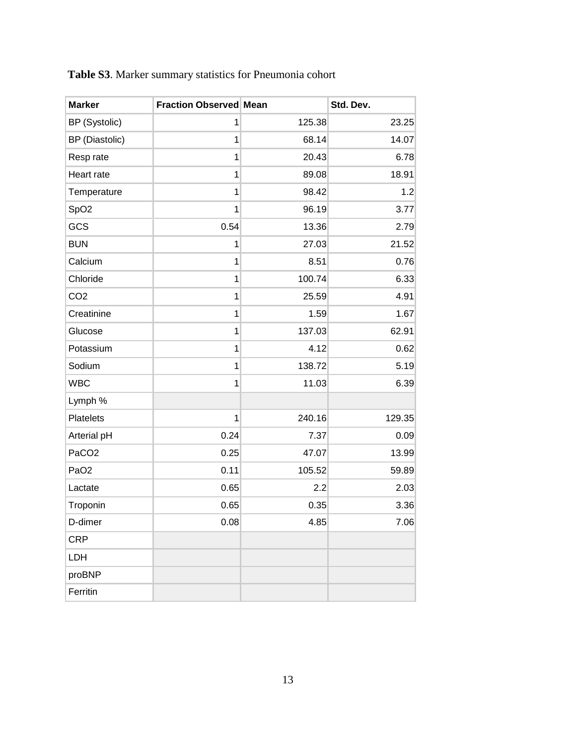**Table S3**. Marker summary statistics for Pneumonia cohort

| Marker | Fraction Observed | Mean | Std. Dev. |
|---|---|---|---|
| BP (Systolic) | 1 | 125.38 | 23.25 |
| BP (Diastolic) | 1 | 68.14 | 14.07 |
| Resp rate | 1 | 20.43 | 6.78 |
| Heart rate | 1 | 89.08 | 18.91 |
| Temperature | 1 | 98.42 | 1.2 |
| SpO2 | 1 | 96.19 | 3.77 |
| GCS | 0.54 | 13.36 | 2.79 |
| BUN | 1 | 27.03 | 21.52 |
| Calcium | 1 | 8.51 | 0.76 |
| Chloride | 1 | 100.74 | 6.33 |
| CO2 | 1 | 25.59 | 4.91 |
| Creatinine | 1 | 1.59 | 1.67 |
| Glucose | 1 | 137.03 | 62.91 |
| Potassium | 1 | 4.12 | 0.62 |
| Sodium | 1 | 138.72 | 5.19 |
| WBC | 1 | 11.03 | 6.39 |
| Lymph % | | | |
| Platelets | 1 | 240.16 | 129.35 |
| Arterial pH | 0.24 | 7.37 | 0.09 |
| PaCO2 | 0.25 | 47.07 | 13.99 |
| PaO2 | 0.11 | 105.52 | 59.89 |
| Lactate | 0.65 | 2.2 | 2.03 |
| Troponin | 0.65 | 0.35 | 3.36 |
| D-dimer | 0.08 | 4.85 | 7.06 |
| CRP | | | |
| LDH | | | |
| proBNP | | | |
| Ferritin | | | |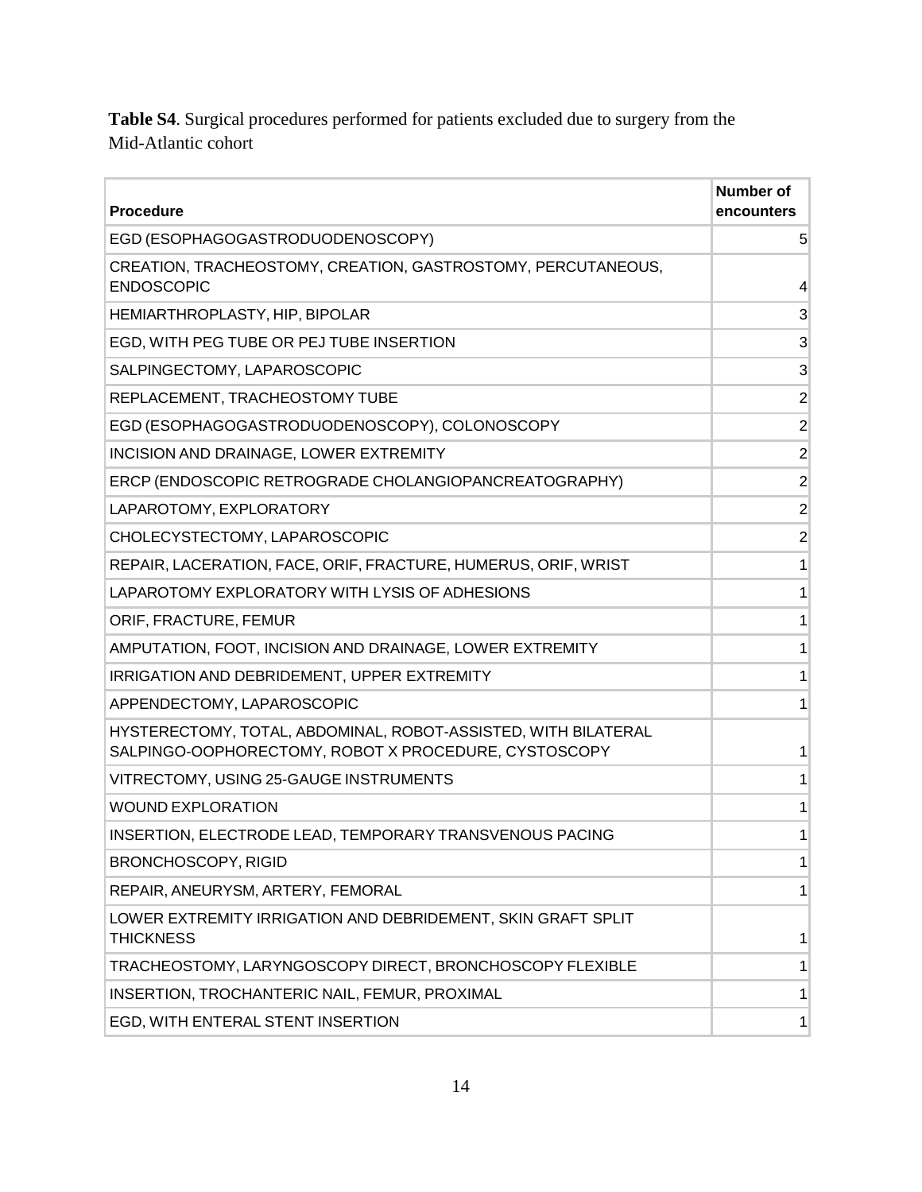**Table S4**. Surgical procedures performed for patients excluded due to surgery from the Mid-Atlantic cohort

| Procedure | Number of encounters |
|---|---|
| EGD (ESOPHAGOGASTRODUODENOSCOPY) | 5 |
| CREATION, TRACHEOSTOMY, CREATION, GASTROSTOMY, PERCUTANEOUS, ENDOSCOPIC | 4 |
| HEMIARTHROPLASTY, HIP, BIPOLAR | 3 |
| EGD, WITH PEG TUBE OR PEJ TUBE INSERTION | 3 |
| SALPINGECTOMY, LAPAROSCOPIC | 3 |
| REPLACEMENT, TRACHEOSTOMY TUBE | 2 |
| EGD (ESOPHAGOGASTRODUODENOSCOPY), COLONOSCOPY | 2 |
| INCISION AND DRAINAGE, LOWER EXTREMITY | 2 |
| ERCP (ENDOSCOPIC RETROGRADE CHOLANGIOPANCREATOGRAPHY) | 2 |
| LAPAROTOMY, EXPLORATORY | 2 |
| CHOLECYSTECTOMY, LAPAROSCOPIC | 2 |
| REPAIR, LACERATION, FACE, ORIF, FRACTURE, HUMERUS, ORIF, WRIST | 1 |
| LAPAROTOMY EXPLORATORY WITH LYSIS OF ADHESIONS | 1 |
| ORIF, FRACTURE, FEMUR | 1 |
| AMPUTATION, FOOT, INCISION AND DRAINAGE, LOWER EXTREMITY | 1 |
| IRRIGATION AND DEBRIDEMENT, UPPER EXTREMITY | 1 |
| APPENDECTOMY, LAPAROSCOPIC | 1 |
| HYSTERECTOMY, TOTAL, ABDOMINAL, ROBOT-ASSISTED, WITH BILATERAL SALPINGO-OOPHORECTOMY, ROBOT X PROCEDURE, CYSTOSCOPY | 1 |
| VITRECTOMY, USING 25-GAUGE INSTRUMENTS | 1 |
| WOUND EXPLORATION | 1 |
| INSERTION, ELECTRODE LEAD, TEMPORARY TRANSVENOUS PACING | 1 |
| BRONCHOSCOPY, RIGID | 1 |
| REPAIR, ANEURYSM, ARTERY, FEMORAL | 1 |
| LOWER EXTREMITY IRRIGATION AND DEBRIDEMENT, SKIN GRAFT SPLIT THICKNESS | 1 |
| TRACHEOSTOMY, LARYNGOSCOPY DIRECT, BRONCHOSCOPY FLEXIBLE | 1 |
| INSERTION, TROCHANTERIC NAIL, FEMUR, PROXIMAL | 1 |
| EGD, WITH ENTERAL STENT INSERTION | 1 |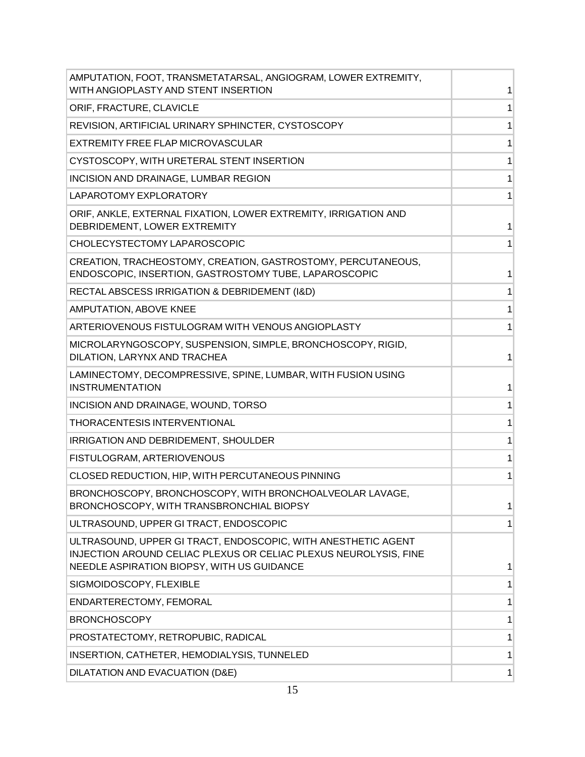| | |
|---|---|
| AMPUTATION, FOOT, TRANSMETATARSAL, ANGIOGRAM, LOWER EXTREMITY, WITH ANGIOPLASTY AND STENT INSERTION | 1 |
| ORIF, FRACTURE, CLAVICLE | 1 |
| REVISION, ARTIFICIAL URINARY SPHINCTER, CYSTOSCOPY | 1 |
| EXTREMITY FREE FLAP MICROVASCULAR | 1 |
| CYSTOSCOPY, WITH URETERAL STENT INSERTION | 1 |
| INCISION AND DRAINAGE, LUMBAR REGION | 1 |
| LAPAROTOMY EXPLORATORY | 1 |
| ORIF, ANKLE, EXTERNAL FIXATION, LOWER EXTREMITY, IRRIGATION AND DEBRIDEMENT, LOWER EXTREMITY | 1 |
| CHOLECYSTECTOMY LAPAROSCOPIC | 1 |
| CREATION, TRACHEOSTOMY, CREATION, GASTROSTOMY, PERCUTANEOUS, ENDOSCOPIC, INSERTION, GASTROSTOMY TUBE, LAPAROSCOPIC | 1 |
| RECTAL ABSCESS IRRIGATION & DEBRIDEMENT (I&D) | 1 |
| AMPUTATION, ABOVE KNEE | 1 |
| ARTERIOVENOUS FISTULOGRAM WITH VENOUS ANGIOPLASTY | 1 |
| MICROLARYNGOSCOPY, SUSPENSION, SIMPLE, BRONCHOSCOPY, RIGID, DILATION, LARYNX AND TRACHEA | 1 |
| LAMINECTOMY, DECOMPRESSIVE, SPINE, LUMBAR, WITH FUSION USING INSTRUMENTATION | 1 |
| INCISION AND DRAINAGE, WOUND, TORSO | 1 |
| THORACENTESIS INTERVENTIONAL | 1 |
| IRRIGATION AND DEBRIDEMENT, SHOULDER | 1 |
| FISTULOGRAM, ARTERIOVENOUS | 1 |
| CLOSED REDUCTION, HIP, WITH PERCUTANEOUS PINNING | 1 |
| BRONCHOSCOPY, BRONCHOSCOPY, WITH BRONCHOALVEOLAR LAVAGE, BRONCHOSCOPY, WITH TRANSBRONCHIAL BIOPSY | 1 |
| ULTRASOUND, UPPER GI TRACT, ENDOSCOPIC | 1 |
| ULTRASOUND, UPPER GI TRACT, ENDOSCOPIC, WITH ANESTHETIC AGENT INJECTION AROUND CELIAC PLEXUS OR CELIAC PLEXUS NEUROLYSIS, FINE NEEDLE ASPIRATION BIOPSY, WITH US GUIDANCE | 1 |
| SIGMOIDOSCOPY, FLEXIBLE | 1 |
| ENDARTERECTOMY, FEMORAL | 1 |
| BRONCHOSCOPY | 1 |
| PROSTATECTOMY, RETROPUBIC, RADICAL | 1 |
| INSERTION, CATHETER, HEMODIALYSIS, TUNNELED | 1 |
| DILATATION AND EVACUATION (D&E) | 1 |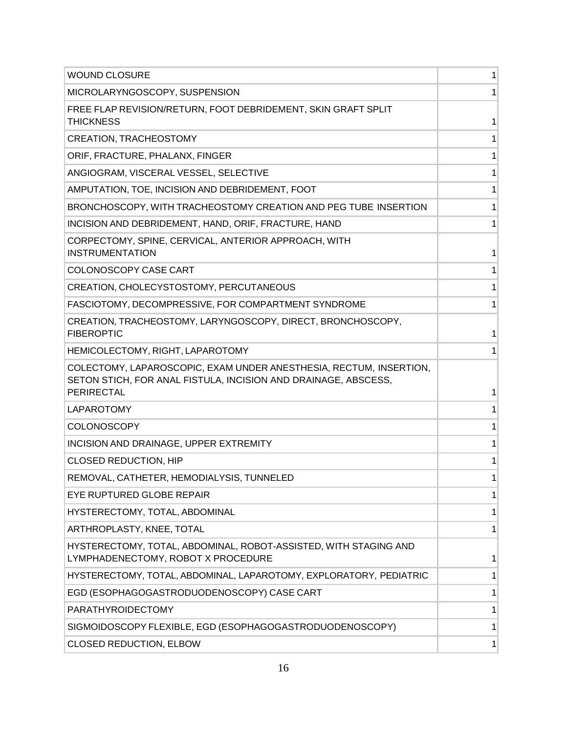| | |
|---|---|
| WOUND CLOSURE | 1 |
| MICROLARYNGOSCOPY, SUSPENSION | 1 |
| FREE FLAP REVISION/RETURN, FOOT DEBRIDEMENT, SKIN GRAFT SPLIT THICKNESS | 1 |
| CREATION, TRACHEOSTOMY | 1 |
| ORIF, FRACTURE, PHALANX, FINGER | 1 |
| ANGIOGRAM, VISCERAL VESSEL, SELECTIVE | 1 |
| AMPUTATION, TOE, INCISION AND DEBRIDEMENT, FOOT | 1 |
| BRONCHOSCOPY, WITH TRACHEOSTOMY CREATION AND PEG TUBE INSERTION | 1 |
| INCISION AND DEBRIDEMENT, HAND, ORIF, FRACTURE, HAND | 1 |
| CORPECTOMY, SPINE, CERVICAL, ANTERIOR APPROACH, WITH INSTRUMENTATION | 1 |
| COLONOSCOPY CASE CART | 1 |
| CREATION, CHOLECYSTOSTOMY, PERCUTANEOUS | 1 |
| FASCIOTOMY, DECOMPRESSIVE, FOR COMPARTMENT SYNDROME | 1 |
| CREATION, TRACHEOSTOMY, LARYNGOSCOPY, DIRECT, BRONCHOSCOPY, FIBEROPTIC | 1 |
| HEMICOLECTOMY, RIGHT, LAPAROTOMY | 1 |
| COLECTOMY, LAPAROSCOPIC, EXAM UNDER ANESTHESIA, RECTUM, INSERTION, SETON STICH, FOR ANAL FISTULA, INCISION AND DRAINAGE, ABSCESS, PERIRECTAL | 1 |
| LAPAROTOMY | 1 |
| COLONOSCOPY | 1 |
| INCISION AND DRAINAGE, UPPER EXTREMITY | 1 |
| CLOSED REDUCTION, HIP | 1 |
| REMOVAL, CATHETER, HEMODIALYSIS, TUNNELED | 1 |
| EYE RUPTURED GLOBE REPAIR | 1 |
| HYSTERECTOMY, TOTAL, ABDOMINAL | 1 |
| ARTHROPLASTY, KNEE, TOTAL | 1 |
| HYSTERECTOMY, TOTAL, ABDOMINAL, ROBOT-ASSISTED, WITH STAGING AND LYMPHADENECTOMY, ROBOT X PROCEDURE | 1 |
| HYSTERECTOMY, TOTAL, ABDOMINAL, LAPAROTOMY, EXPLORATORY, PEDIATRIC | 1 |
| EGD (ESOPHAGOGASTRODUODENOSCOPY) CASE CART | 1 |
| PARATHYROIDECTOMY | 1 |
| SIGMOIDOSCOPY FLEXIBLE, EGD (ESOPHAGOGASTRODUODENOSCOPY) | 1 |
| CLOSED REDUCTION, ELBOW | 1 |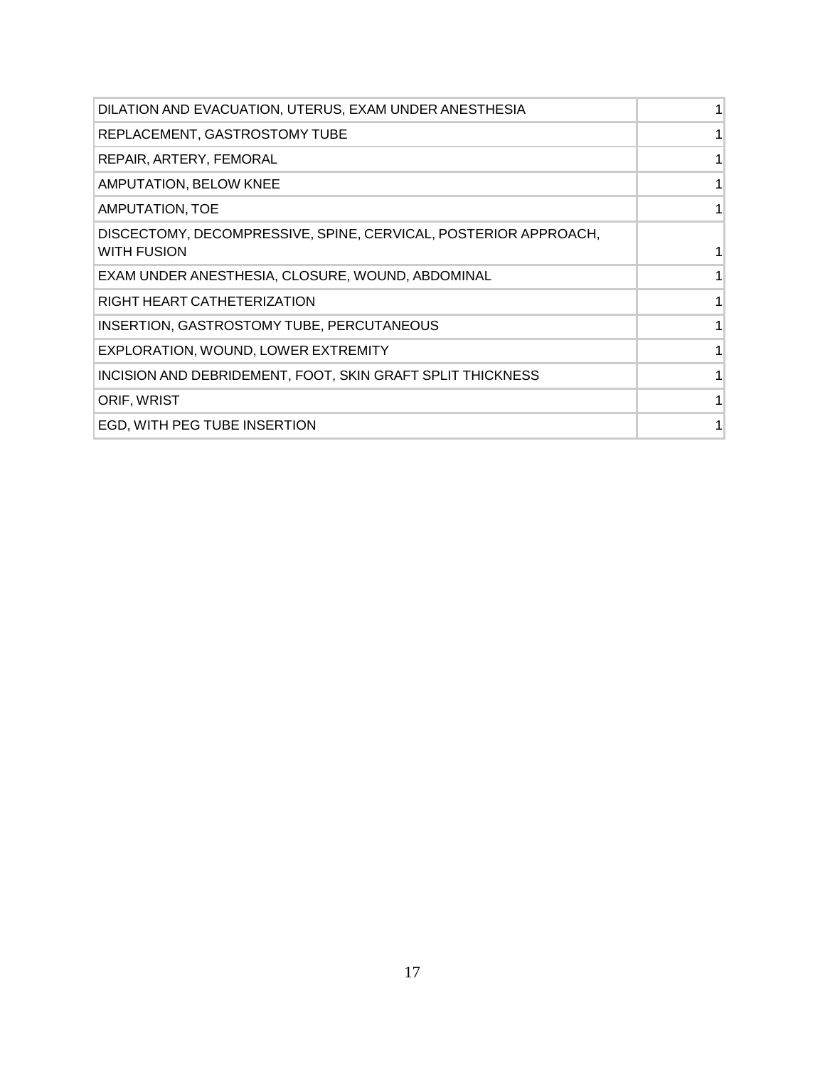| | |
|---|---|
| DILATION AND EVACUATION, UTERUS, EXAM UNDER ANESTHESIA | 1 |
| REPLACEMENT, GASTROSTOMY TUBE | 1 |
| REPAIR, ARTERY, FEMORAL | 1 |
| AMPUTATION, BELOW KNEE | 1 |
| AMPUTATION, TOE | 1 |
| DISCECTOMY, DECOMPRESSIVE, SPINE, CERVICAL, POSTERIOR APPROACH, WITH FUSION | 1 |
| EXAM UNDER ANESTHESIA, CLOSURE, WOUND, ABDOMINAL | 1 |
| RIGHT HEART CATHETERIZATION | 1 |
| INSERTION, GASTROSTOMY TUBE, PERCUTANEOUS | 1 |
| EXPLORATION, WOUND, LOWER EXTREMITY | 1 |
| INCISION AND DEBRIDEMENT, FOOT, SKIN GRAFT SPLIT THICKNESS | 1 |
| ORIF, WRIST | 1 |
| EGD, WITH PEG TUBE INSERTION | 1 |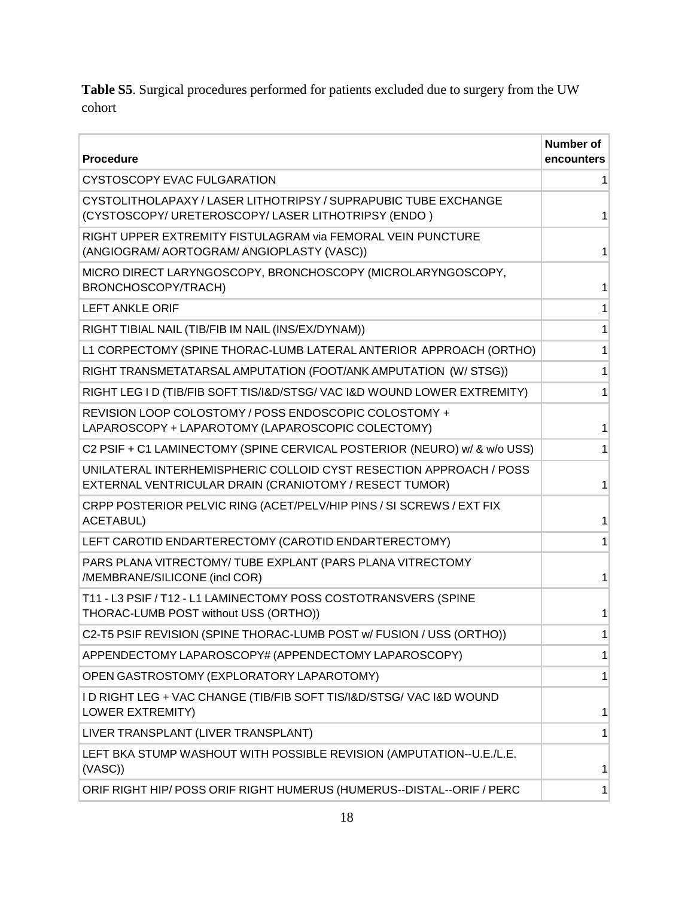**Table S5**. Surgical procedures performed for patients excluded due to surgery from the UW cohort

| Procedure | Number of encounters |
|---|---|
| CYSTOSCOPY EVAC FULGARATION | 1 |
| CYSTOLITHOLAPAXY / LASER LITHOTRIPSY / SUPRAPUBIC TUBE EXCHANGE (CYSTOSCOPY/ URETEROSCOPY/ LASER LITHOTRIPSY (ENDO ) | 1 |
| RIGHT UPPER EXTREMITY FISTULAGRAM via FEMORAL VEIN PUNCTURE (ANGIOGRAM/ AORTOGRAM/ ANGIOPLASTY (VASC)) | 1 |
| MICRO DIRECT LARYNGOSCOPY, BRONCHOSCOPY (MICROLARYNGOSCOPY, BRONCHOSCOPY/TRACH) | 1 |
| LEFT ANKLE ORIF | 1 |
| RIGHT TIBIAL NAIL (TIB/FIB IM NAIL (INS/EX/DYNAM)) | 1 |
| L1 CORPECTOMY (SPINE THORAC-LUMB LATERAL ANTERIOR APPROACH (ORTHO) | 1 |
| RIGHT TRANSMETATARSAL AMPUTATION (FOOT/ANK AMPUTATION (W/ STSG)) | 1 |
| RIGHT LEG I D (TIB/FIB SOFT TIS/I&D/STSG/ VAC I&D WOUND LOWER EXTREMITY) | 1 |
| REVISION LOOP COLOSTOMY / POSS ENDOSCOPIC COLOSTOMY + LAPAROSCOPY + LAPAROTOMY (LAPAROSCOPIC COLECTOMY) | 1 |
| C2 PSIF + C1 LAMINECTOMY (SPINE CERVICAL POSTERIOR (NEURO) w/ & w/o USS) | 1 |
| UNILATERAL INTERHEMISPHERIC COLLOID CYST RESECTION APPROACH / POSS EXTERNAL VENTRICULAR DRAIN (CRANIOTOMY / RESECT TUMOR) | 1 |
| CRPP POSTERIOR PELVIC RING (ACET/PELV/HIP PINS / SI SCREWS / EXT FIX ACETABUL) | 1 |
| LEFT CAROTID ENDARTERECTOMY (CAROTID ENDARTERECTOMY) | 1 |
| PARS PLANA VITRECTOMY/ TUBE EXPLANT (PARS PLANA VITRECTOMY /MEMBRANE/SILICONE (incl COR) | 1 |
| T11 - L3 PSIF / T12 - L1 LAMINECTOMY POSS COSTOTRANSVERS (SPINE THORAC-LUMB POST without USS (ORTHO)) | 1 |
| C2-T5 PSIF REVISION (SPINE THORAC-LUMB POST w/ FUSION / USS (ORTHO)) | 1 |
| APPENDECTOMY LAPAROSCOPY# (APPENDECTOMY LAPAROSCOPY) | 1 |
| OPEN GASTROSTOMY (EXPLORATORY LAPAROTOMY) | 1 |
| I D RIGHT LEG + VAC CHANGE (TIB/FIB SOFT TIS/I&D/STSG/ VAC I&D WOUND LOWER EXTREMITY) | 1 |
| LIVER TRANSPLANT (LIVER TRANSPLANT) | 1 |
| LEFT BKA STUMP WASHOUT WITH POSSIBLE REVISION (AMPUTATION--U.E./L.E. (VASC)) | 1 |
| ORIF RIGHT HIP/ POSS ORIF RIGHT HUMERUS (HUMERUS--DISTAL--ORIF / PERC | 1 |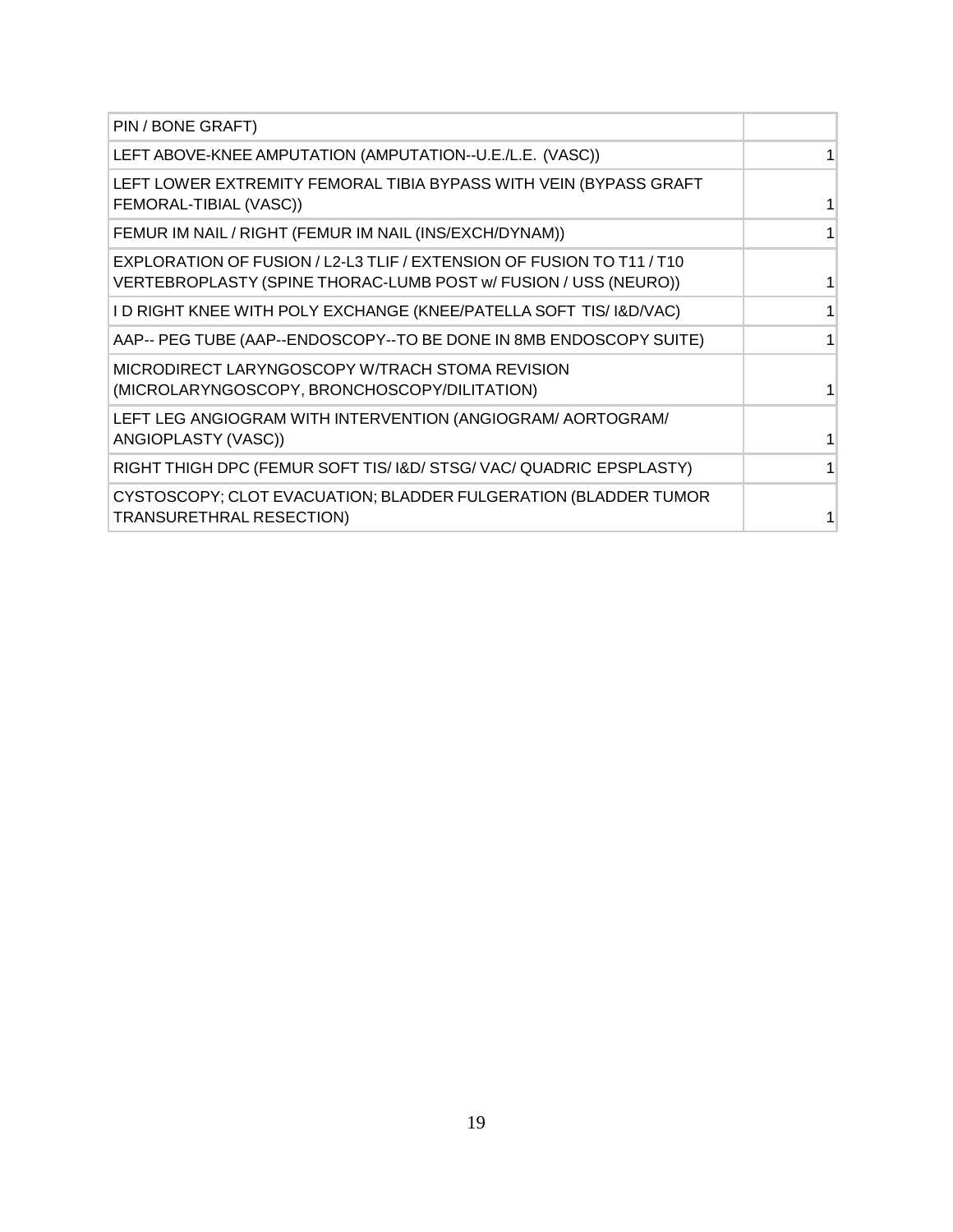| | |
|---|---|
| PIN / BONE GRAFT) | |
| LEFT ABOVE-KNEE AMPUTATION (AMPUTATION--U.E./L.E. (VASC)) | 1 |
| LEFT LOWER EXTREMITY FEMORAL TIBIA BYPASS WITH VEIN (BYPASS GRAFT FEMORAL-TIBIAL (VASC)) | 1 |
| FEMUR IM NAIL / RIGHT (FEMUR IM NAIL (INS/EXCH/DYNAM)) | 1 |
| EXPLORATION OF FUSION / L2-L3 TLIF / EXTENSION OF FUSION TO T11 / T10 VERTEBROPLASTY (SPINE THORAC-LUMB POST w/ FUSION / USS (NEURO)) | 1 |
| I D RIGHT KNEE WITH POLY EXCHANGE (KNEE/PATELLA SOFT TIS/ I&D/VAC) | 1 |
| AAP-- PEG TUBE (AAP--ENDOSCOPY--TO BE DONE IN 8MB ENDOSCOPY SUITE) | 1 |
| MICRODIRECT LARYNGOSCOPY W/TRACH STOMA REVISION (MICROLARYNGOSCOPY, BRONCHOSCOPY/DILITATION) | 1 |
| LEFT LEG ANGIOGRAM WITH INTERVENTION (ANGIOGRAM/ AORTOGRAM/ ANGIOPLASTY (VASC)) | 1 |
| RIGHT THIGH DPC (FEMUR SOFT TIS/ I&D/ STSG/ VAC/ QUADRIC EPSPLASTY) | 1 |
| CYSTOSCOPY; CLOT EVACUATION; BLADDER FULGERATION (BLADDER TUMOR TRANSURETHRAL RESECTION) | 1 |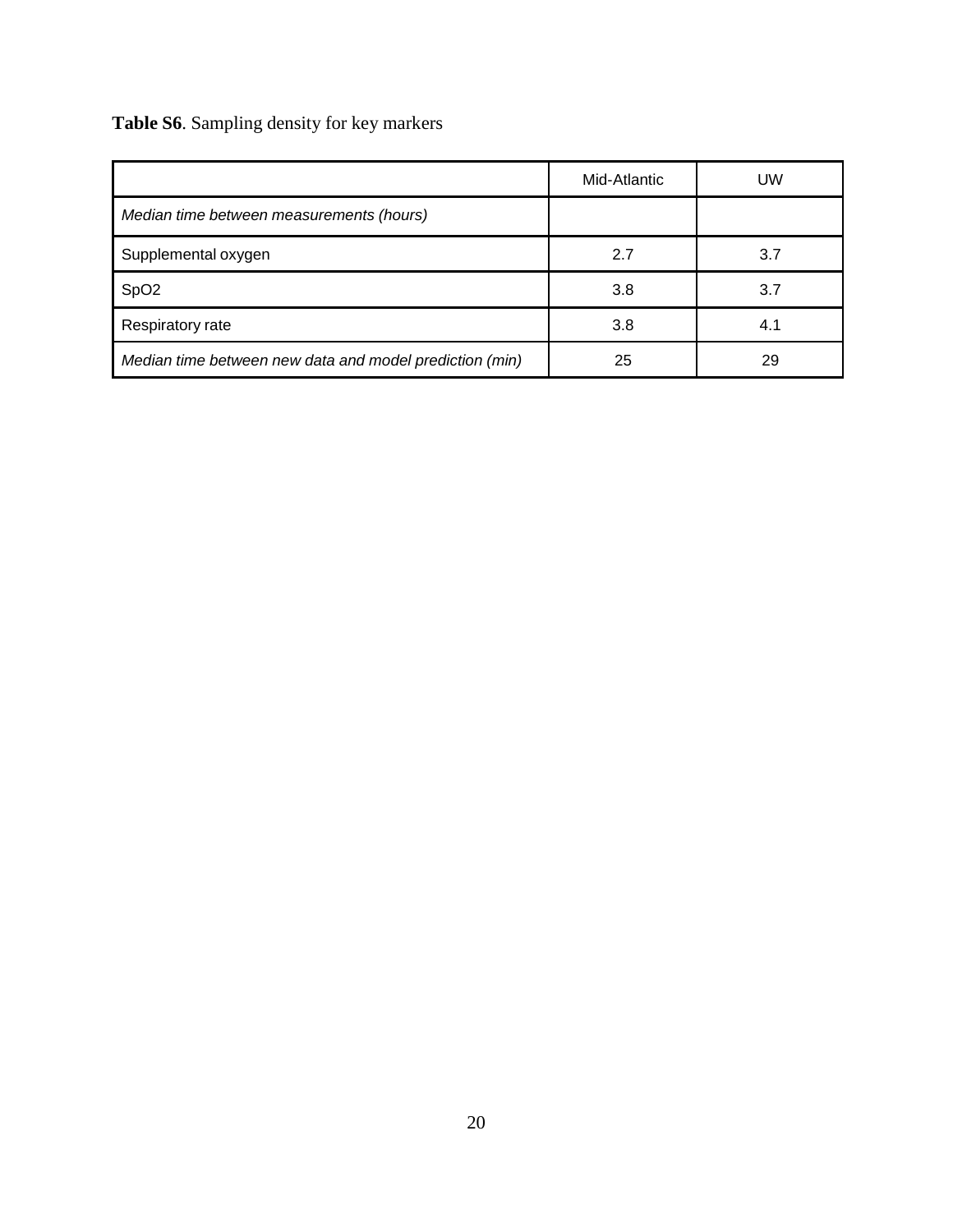**Table S6**. Sampling density for key markers

| | Mid-Atlantic | UW |
|---|---|---|
| *Median time between measurements (hours)* | | |
| Supplemental oxygen | 2.7 | 3.7 |
| SpO2 | 3.8 | 3.7 |
| Respiratory rate | 3.8 | 4.1 |
| *Median time between new data and model prediction (min)* | 25 | 29 |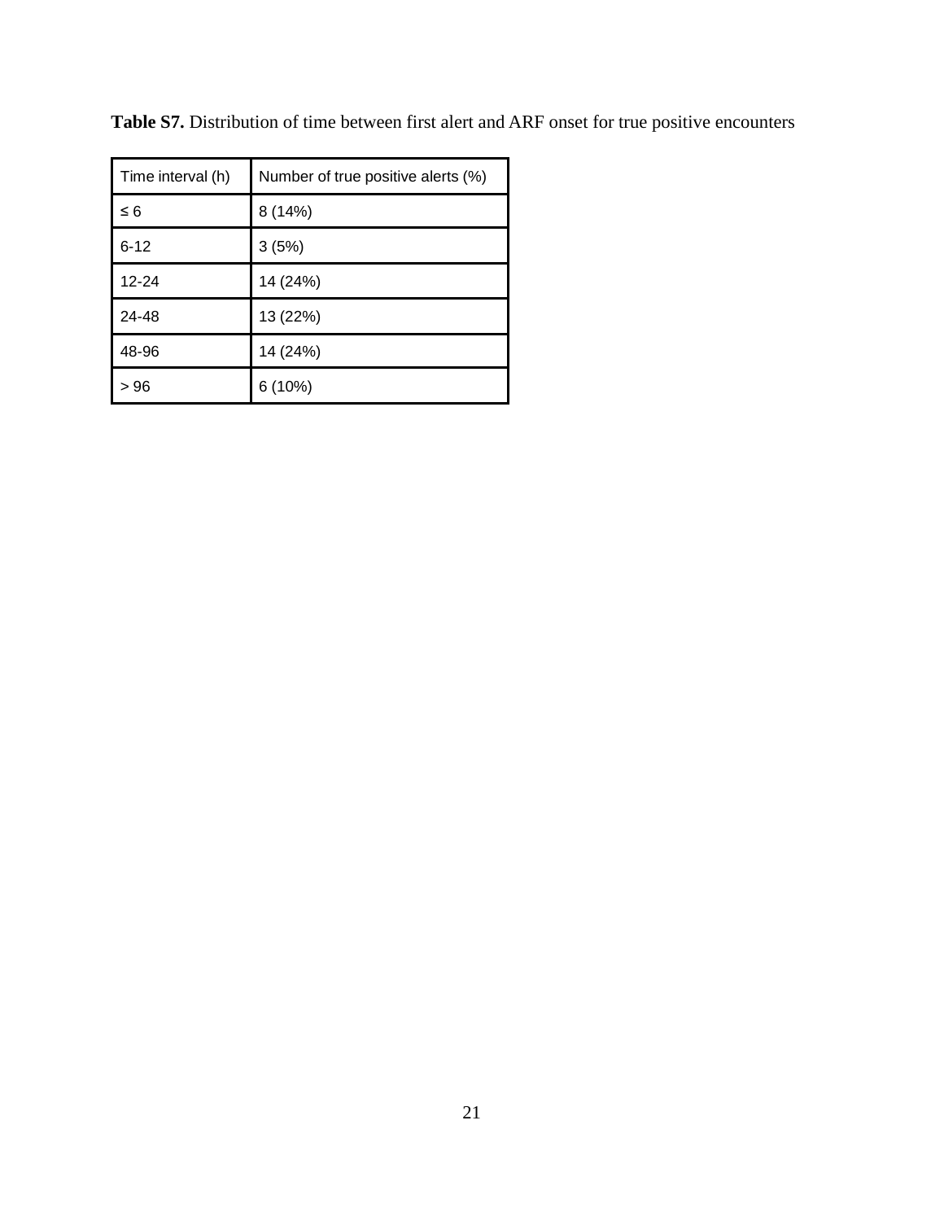**Table S7.** Distribution of time between first alert and ARF onset for true positive encounters

| Time interval (h) | Number of true positive alerts (%) |
|---|---|
| ≤ 6 | 8 (14%) |
| 6-12 | 3 (5%) |
| 12-24 | 14 (24%) |
| 24-48 | 13 (22%) |
| 48-96 | 14 (24%) |
| > 96 | 6 (10%) |